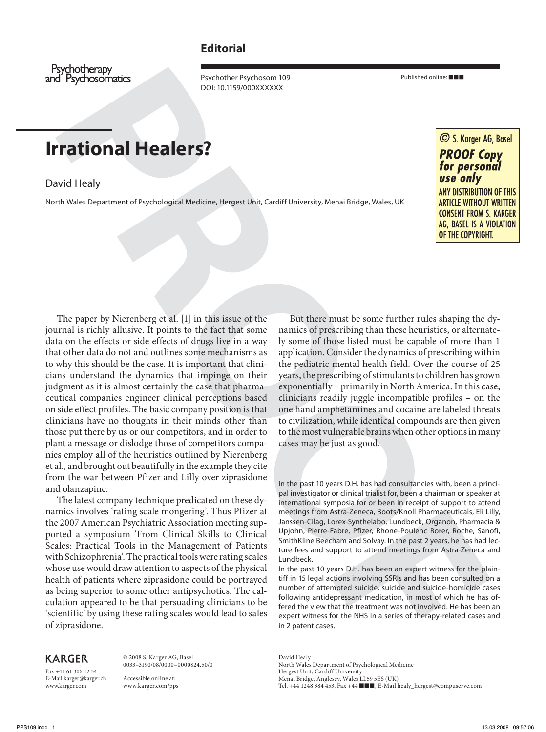Editorial

# Irrational Healers?

David Healy

North Wales Department of Psychological Medicine, Hergest Unit, Cardiff University, Menai Bridge, Wales, UK

The paper by Nierenberg et al. [1] in this issue of the journal is richly allusive. It points to the fact that some data on the effects or side effects of drugs live in a way that other data do not and outlines some mechanisms as to why this should be the case. It is important that clinicians understand the dynamics that impinge on their judgment as it is almost certainly the case that pharmaceutical companies engineer clinical perceptions based on side effect profiles. The basic company position is that clinicians have no thoughts in their minds other than those put there by us or our competitors, and in order to plant a message or dislodge those of competitors companies employ all of the heuristics outlined by Nierenberg et al., and brought out beautifully in the example they cite from the war between Pfizer and Lilly over ziprasidone and olanzapine.

The latest company technique predicated on these dynamics involves 'rating scale mongering'. Thus Pfizer at the 2007 American Psychiatric Association meeting supported a symposium 'From Clinical Skills to Clinical Scales: Practical Tools in the Management of Patients with Schizophrenia'. The practical tools were rating scales whose use would draw attention to aspects of the physical health of patients where ziprasidone could be portrayed as being superior to some other antipsychotics. The calculation appeared to be that persuading clinicians to be 'scientific' by using these rating scales would lead to sales of ziprasidone.

But there must be some further rules shaping the dynamics of prescribing than these heuristics, or alternately some of those listed must be capable of more than 1 application. Consider the dynamics of prescribing within the pediatric mental health field. Over the course of 25 years, the prescribing of stimulants to children has grown exponentially – primarily in North America. In this case, clinicians readily juggle incompatible profiles – on the one hand amphetamines and cocaine are labeled threats to civilization, while identical compounds are then given to the most vulnerable brains when other options in many cases may be just as good.

In the past 10 years D.H. has had consultancies with, been a principal investigator or clinical trialist for, been a chairman or speaker at international symposia for or been in receipt of support to attend meetings from Astra-Zeneca, Boots/Knoll Pharmaceuticals, Eli Lilly, Janssen-Cilag, Lorex-Synthelabo, Lundbeck, Organon, Pharmacia & Upjohn, Pierre-Fabre, Pfizer, Rhone-Poulenc Rorer, Roche, Sanofi, SmithKline Beecham and Solvay. In the past 2 years, he has had lecture fees and support to attend meetings from Astra-Zeneca and Lundbeck.

In the past 10 years D.H. has been an expert witness for the plaintiff in 15 legal actions involving SSRIs and has been consulted on a number of attempted suicide, suicide and suicide-homicide cases following antidepressant medication, in most of which he has offered the view that the treatment was not involved. He has been an expert witness for the NHS in a series of therapy-related cases and in 2 patent cases.

KARGER

Fax +41 61 306 12 34
E-Mail karger@karger.ch
www.karger.com

© 2008 S. Karger AG, Basel
0033–3190/08/0000–0000$24.50/0

Accessible online at:
www.karger.com/pps

David Healy
North Wales Department of Psychological Medicine
Hergest Unit, Cardiff University
Menai Bridge, Anglesey, Wales LL59 5ES (UK)
Tel. +44 1248 384 453, Fax +44 ■■■, E-Mail healy_hergest@compuserve.com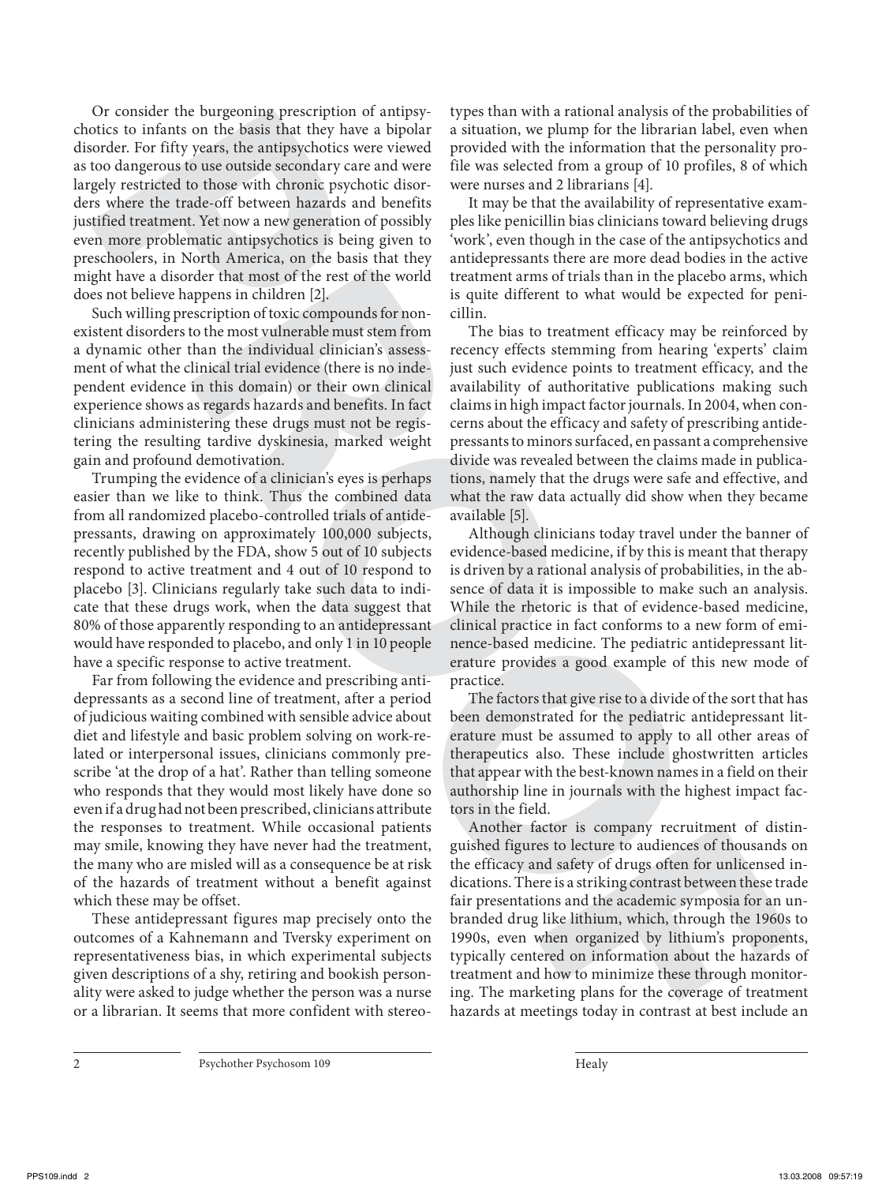Or consider the burgeoning prescription of antipsychotics to infants on the basis that they have a bipolar disorder. For fifty years, the antipsychotics were viewed as too dangerous to use outside secondary care and were largely restricted to those with chronic psychotic disorders where the trade-off between hazards and benefits justified treatment. Yet now a new generation of possibly even more problematic antipsychotics is being given to preschoolers, in North America, on the basis that they might have a disorder that most of the rest of the world does not believe happens in children [2].

Such willing prescription of toxic compounds for nonexistent disorders to the most vulnerable must stem from a dynamic other than the individual clinician's assessment of what the clinical trial evidence (there is no independent evidence in this domain) or their own clinical experience shows as regards hazards and benefits. In fact clinicians administering these drugs must not be registering the resulting tardive dyskinesia, marked weight gain and profound demotivation.

Trumping the evidence of a clinician's eyes is perhaps easier than we like to think. Thus the combined data from all randomized placebo-controlled trials of antidepressants, drawing on approximately 100,000 subjects, recently published by the FDA, show 5 out of 10 subjects respond to active treatment and 4 out of 10 respond to placebo [3]. Clinicians regularly take such data to indicate that these drugs work, when the data suggest that 80% of those apparently responding to an antidepressant would have responded to placebo, and only 1 in 10 people have a specific response to active treatment.

Far from following the evidence and prescribing antidepressants as a second line of treatment, after a period of judicious waiting combined with sensible advice about diet and lifestyle and basic problem solving on work-related or interpersonal issues, clinicians commonly prescribe 'at the drop of a hat'. Rather than telling someone who responds that they would most likely have done so even if a drug had not been prescribed, clinicians attribute the responses to treatment. While occasional patients may smile, knowing they have never had the treatment, the many who are misled will as a consequence be at risk of the hazards of treatment without a benefit against which these may be offset.

These antidepressant figures map precisely onto the outcomes of a Kahnemann and Tversky experiment on representativeness bias, in which experimental subjects given descriptions of a shy, retiring and bookish personality were asked to judge whether the person was a nurse or a librarian. It seems that more confident with stereotypes than with a rational analysis of the probabilities of a situation, we plump for the librarian label, even when provided with the information that the personality profile was selected from a group of 10 profiles, 8 of which were nurses and 2 librarians [4].

It may be that the availability of representative examples like penicillin bias clinicians toward believing drugs 'work', even though in the case of the antipsychotics and antidepressants there are more dead bodies in the active treatment arms of trials than in the placebo arms, which is quite different to what would be expected for penicillin.

The bias to treatment efficacy may be reinforced by recency effects stemming from hearing 'experts' claim just such evidence points to treatment efficacy, and the availability of authoritative publications making such claims in high impact factor journals. In 2004, when concerns about the efficacy and safety of prescribing antidepressants to minors surfaced, en passant a comprehensive divide was revealed between the claims made in publications, namely that the drugs were safe and effective, and what the raw data actually did show when they became available [5].

Although clinicians today travel under the banner of evidence-based medicine, if by this is meant that therapy is driven by a rational analysis of probabilities, in the absence of data it is impossible to make such an analysis. While the rhetoric is that of evidence-based medicine, clinical practice in fact conforms to a new form of eminence-based medicine. The pediatric antidepressant literature provides a good example of this new mode of practice.

The factors that give rise to a divide of the sort that has been demonstrated for the pediatric antidepressant literature must be assumed to apply to all other areas of therapeutics also. These include ghostwritten articles that appear with the best-known names in a field on their authorship line in journals with the highest impact factors in the field.

Another factor is company recruitment of distinguished figures to lecture to audiences of thousands on the efficacy and safety of drugs often for unlicensed indications. There is a striking contrast between these trade fair presentations and the academic symposia for an unbranded drug like lithium, which, through the 1960s to 1990s, even when organized by lithium's proponents, typically centered on information about the hazards of treatment and how to minimize these through monitoring. The marketing plans for the coverage of treatment hazards at meetings today in contrast at best include an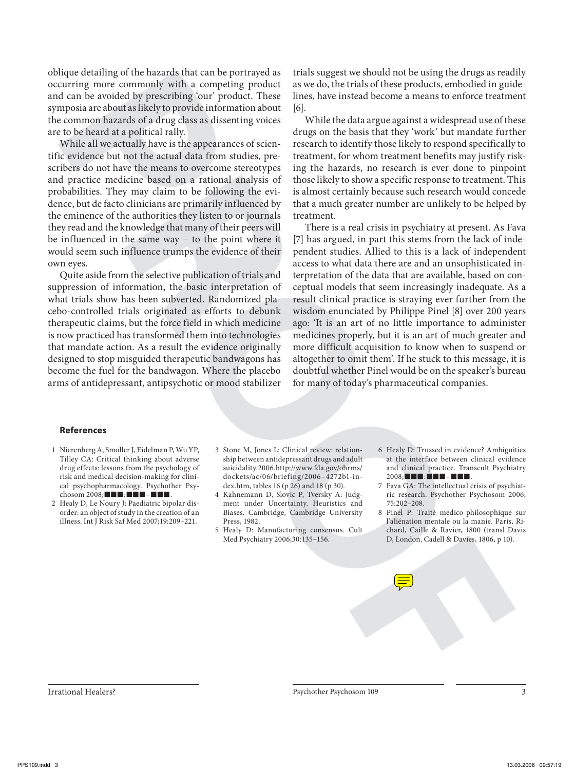oblique detailing of the hazards that can be portrayed as occurring more commonly with a competing product and can be avoided by prescribing 'our' product. These symposia are about as likely to provide information about the common hazards of a drug class as dissenting voices are to be heard at a political rally.

While all we actually have is the appearances of scientific evidence but not the actual data from studies, prescribers do not have the means to overcome stereotypes and practice medicine based on a rational analysis of probabilities. They may claim to be following the evidence, but de facto clinicians are primarily influenced by the eminence of the authorities they listen to or journals they read and the knowledge that many of their peers will be influenced in the same way – to the point where it would seem such influence trumps the evidence of their own eyes.

Quite aside from the selective publication of trials and suppression of information, the basic interpretation of what trials show has been subverted. Randomized placebo-controlled trials originated as efforts to debunk therapeutic claims, but the force field in which medicine is now practiced has transformed them into technologies that mandate action. As a result the evidence originally designed to stop misguided therapeutic bandwagons has become the fuel for the bandwagon. Where the placebo arms of antidepressant, antipsychotic or mood stabilizer trials suggest we should not be using the drugs as readily as we do, the trials of these products, embodied in guidelines, have instead become a means to enforce treatment [6].

While the data argue against a widespread use of these drugs on the basis that they 'work' but mandate further research to identify those likely to respond specifically to treatment, for whom treatment benefits may justify risking the hazards, no research is ever done to pinpoint those likely to show a specific response to treatment. This is almost certainly because such research would concede that a much greater number are unlikely to be helped by treatment.

There is a real crisis in psychiatry at present. As Fava [7] has argued, in part this stems from the lack of independent studies. Allied to this is a lack of independent access to what data there are and an unsophisticated interpretation of the data that are available, based on conceptual models that seem increasingly inadequate. As a result clinical practice is straying ever further from the wisdom enunciated by Philippe Pinel [8] over 200 years ago: 'It is an art of no little importance to administer medicines properly, but it is an art of much greater and more difficult acquisition to know when to suspend or altogether to omit them'. If he stuck to this message, it is doubtful whether Pinel would be on the speaker's bureau for many of today's pharmaceutical companies.

## References

1. Nierenberg A, Smoller J, Eidelman P, Wu YP, Tilley CA: Critical thinking about adverse drug effects: lessons from the psychology of risk and medical decision-making for clinical psychopharmacology. Psychother Psychosom 2008;■■■:■■■–■■■.
2. Healy D, Le Noury J: Paediatric bipolar disorder: an object of study in the creation of an illness. Int J Risk Saf Med 2007;19:209–221.
3. Stone M, Jones L: Clinical review: relationship between antidepressant drugs and adult suicidality.2006.http://www.fda.gov/ohrms/dockets/ac/06/briefing/2006–4272b1-index.htm, tables 16 (p 26) and 18 (p 30).
4. Kahnemann D, Slovic P, Tversky A: Judgment under Uncertainty. Heuristics and Biases. Cambridge, Cambridge University Press, 1982.
5. Healy D: Manufacturing consensus. Cult Med Psychiatry 2006;30:135–156.
6. Healy D: Trussed in evidence? Ambiguities at the interface between clinical evidence and clinical practice. Transcult Psychiatry 2008;■■■:■■■–■■■.
7. Fava GA: The intellectual crisis of psychiatric research. Psychother Psychosom 2006; 75:202–208.
8. Pinel P: Traité médico-philosophique sur l'aliénation mentale ou la manie. Paris, Richard, Caille & Ravier, 1800 (transl Davis D, London, Cadell & Davies, 1806, p 10).